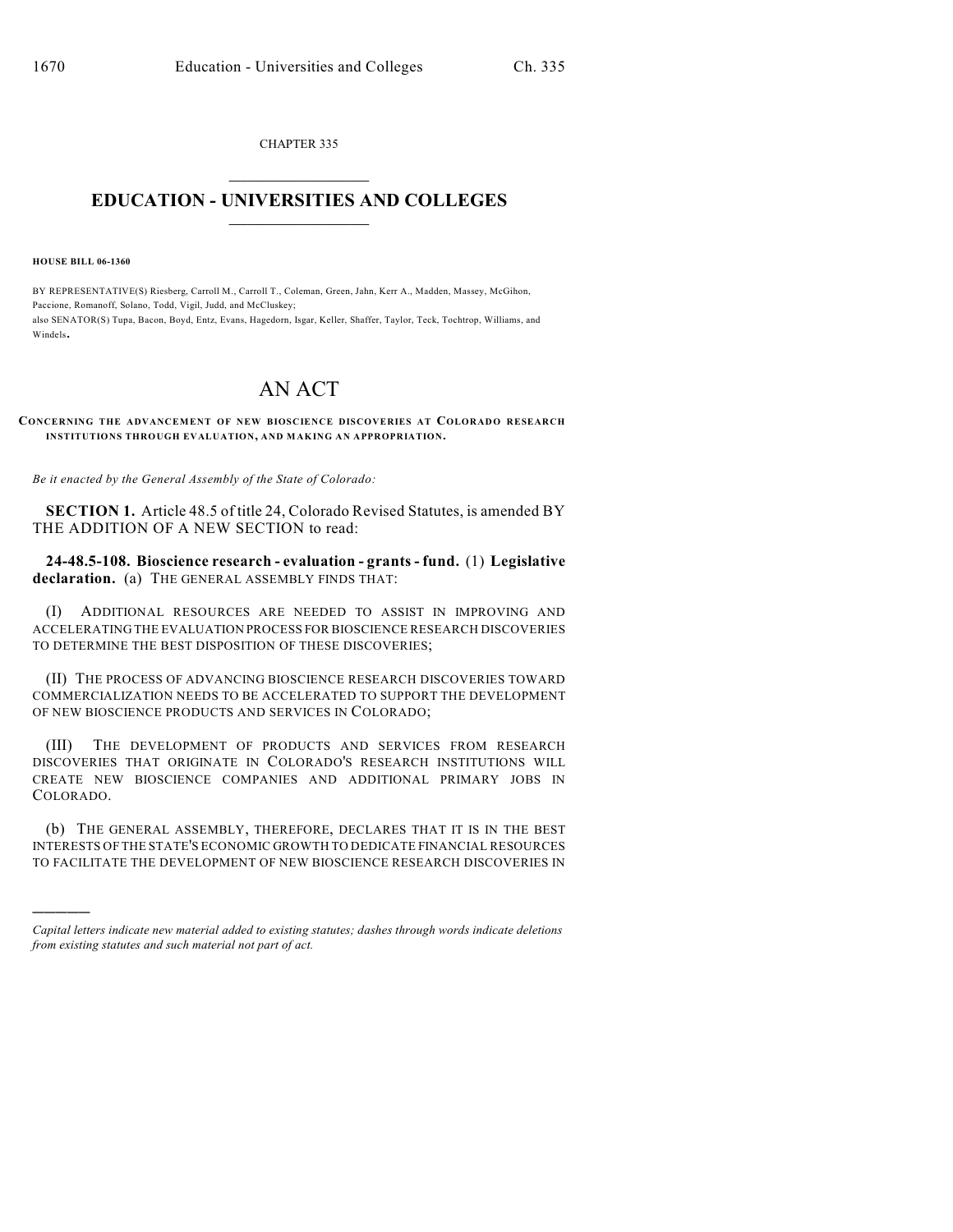CHAPTER 335

# EDUCATION - UNIVERSITIES AND COLLEGES

**HOUSE BILL 06-1360**

BY REPRESENTATIVE(S) Riesberg, Carroll M., Carroll T., Coleman, Green, Jahn, Kerr A., Madden, Massey, McGihon, Paccione, Romanoff, Solano, Todd, Vigil, Judd, and McCluskey;
also SENATOR(S) Tupa, Bacon, Boyd, Entz, Evans, Hagedorn, Isgar, Keller, Shaffer, Taylor, Teck, Tochtrop, Williams, and Windels.

# AN ACT

**CONCERNING THE ADVANCEMENT OF NEW BIOSCIENCE DISCOVERIES AT COLORADO RESEARCH INSTITUTIONS THROUGH EVALUATION, AND MAKING AN APPROPRIATION.**

*Be it enacted by the General Assembly of the State of Colorado:*

**SECTION 1.** Article 48.5 of title 24, Colorado Revised Statutes, is amended BY THE ADDITION OF A NEW SECTION to read:

**24-48.5-108. Bioscience research - evaluation - grants - fund.** (1) **Legislative declaration.** (a) THE GENERAL ASSEMBLY FINDS THAT:

(I) ADDITIONAL RESOURCES ARE NEEDED TO ASSIST IN IMPROVING AND ACCELERATING THE EVALUATION PROCESS FOR BIOSCIENCE RESEARCH DISCOVERIES TO DETERMINE THE BEST DISPOSITION OF THESE DISCOVERIES;

(II) THE PROCESS OF ADVANCING BIOSCIENCE RESEARCH DISCOVERIES TOWARD COMMERCIALIZATION NEEDS TO BE ACCELERATED TO SUPPORT THE DEVELOPMENT OF NEW BIOSCIENCE PRODUCTS AND SERVICES IN COLORADO;

(III) THE DEVELOPMENT OF PRODUCTS AND SERVICES FROM RESEARCH DISCOVERIES THAT ORIGINATE IN COLORADO'S RESEARCH INSTITUTIONS WILL CREATE NEW BIOSCIENCE COMPANIES AND ADDITIONAL PRIMARY JOBS IN COLORADO.

(b) THE GENERAL ASSEMBLY, THEREFORE, DECLARES THAT IT IS IN THE BEST INTERESTS OF THE STATE'S ECONOMIC GROWTH TO DEDICATE FINANCIAL RESOURCES TO FACILITATE THE DEVELOPMENT OF NEW BIOSCIENCE RESEARCH DISCOVERIES IN

---

*Capital letters indicate new material added to existing statutes; dashes through words indicate deletions from existing statutes and such material not part of act.*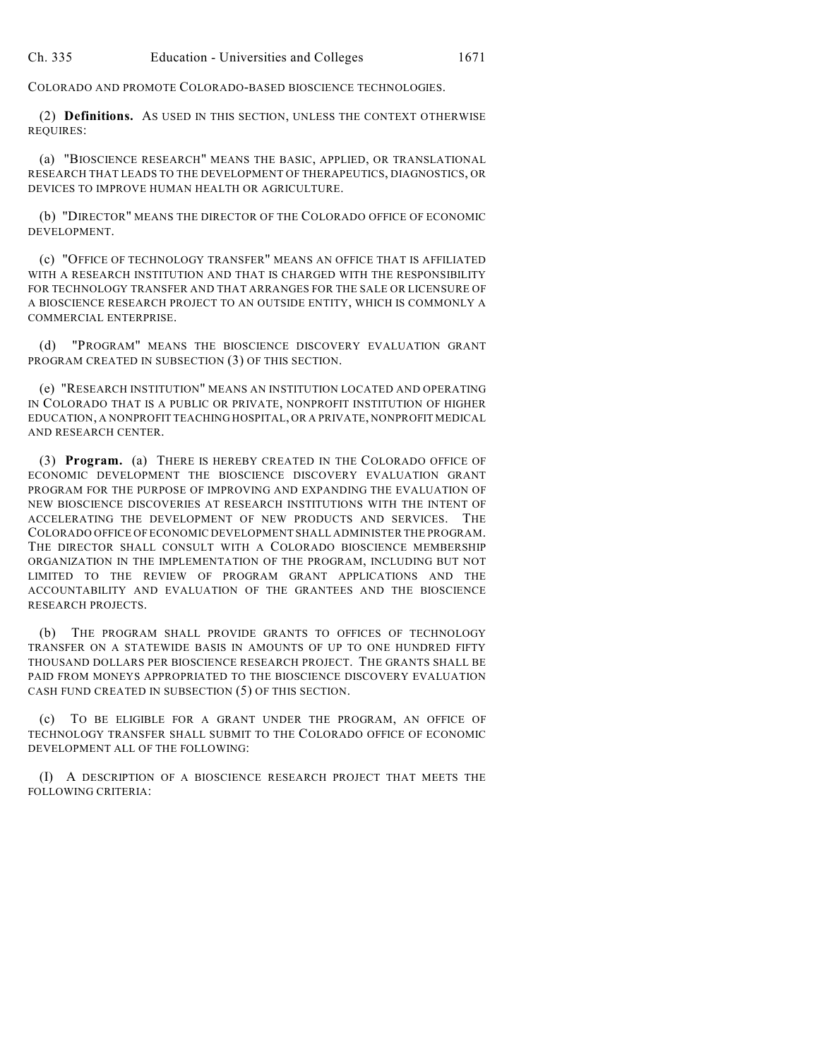COLORADO AND PROMOTE COLORADO-BASED BIOSCIENCE TECHNOLOGIES.

(2) **Definitions.** AS USED IN THIS SECTION, UNLESS THE CONTEXT OTHERWISE REQUIRES:

(a) "BIOSCIENCE RESEARCH" MEANS THE BASIC, APPLIED, OR TRANSLATIONAL RESEARCH THAT LEADS TO THE DEVELOPMENT OF THERAPEUTICS, DIAGNOSTICS, OR DEVICES TO IMPROVE HUMAN HEALTH OR AGRICULTURE.

(b) "DIRECTOR" MEANS THE DIRECTOR OF THE COLORADO OFFICE OF ECONOMIC DEVELOPMENT.

(c) "OFFICE OF TECHNOLOGY TRANSFER" MEANS AN OFFICE THAT IS AFFILIATED WITH A RESEARCH INSTITUTION AND THAT IS CHARGED WITH THE RESPONSIBILITY FOR TECHNOLOGY TRANSFER AND THAT ARRANGES FOR THE SALE OR LICENSURE OF A BIOSCIENCE RESEARCH PROJECT TO AN OUTSIDE ENTITY, WHICH IS COMMONLY A COMMERCIAL ENTERPRISE.

(d) "PROGRAM" MEANS THE BIOSCIENCE DISCOVERY EVALUATION GRANT PROGRAM CREATED IN SUBSECTION (3) OF THIS SECTION.

(e) "RESEARCH INSTITUTION" MEANS AN INSTITUTION LOCATED AND OPERATING IN COLORADO THAT IS A PUBLIC OR PRIVATE, NONPROFIT INSTITUTION OF HIGHER EDUCATION, A NONPROFIT TEACHING HOSPITAL, OR A PRIVATE, NONPROFIT MEDICAL AND RESEARCH CENTER.

(3) **Program.** (a) THERE IS HEREBY CREATED IN THE COLORADO OFFICE OF ECONOMIC DEVELOPMENT THE BIOSCIENCE DISCOVERY EVALUATION GRANT PROGRAM FOR THE PURPOSE OF IMPROVING AND EXPANDING THE EVALUATION OF NEW BIOSCIENCE DISCOVERIES AT RESEARCH INSTITUTIONS WITH THE INTENT OF ACCELERATING THE DEVELOPMENT OF NEW PRODUCTS AND SERVICES. THE COLORADO OFFICE OF ECONOMIC DEVELOPMENT SHALL ADMINISTER THE PROGRAM. THE DIRECTOR SHALL CONSULT WITH A COLORADO BIOSCIENCE MEMBERSHIP ORGANIZATION IN THE IMPLEMENTATION OF THE PROGRAM, INCLUDING BUT NOT LIMITED TO THE REVIEW OF PROGRAM GRANT APPLICATIONS AND THE ACCOUNTABILITY AND EVALUATION OF THE GRANTEES AND THE BIOSCIENCE RESEARCH PROJECTS.

(b) THE PROGRAM SHALL PROVIDE GRANTS TO OFFICES OF TECHNOLOGY TRANSFER ON A STATEWIDE BASIS IN AMOUNTS OF UP TO ONE HUNDRED FIFTY THOUSAND DOLLARS PER BIOSCIENCE RESEARCH PROJECT. THE GRANTS SHALL BE PAID FROM MONEYS APPROPRIATED TO THE BIOSCIENCE DISCOVERY EVALUATION CASH FUND CREATED IN SUBSECTION (5) OF THIS SECTION.

(c) TO BE ELIGIBLE FOR A GRANT UNDER THE PROGRAM, AN OFFICE OF TECHNOLOGY TRANSFER SHALL SUBMIT TO THE COLORADO OFFICE OF ECONOMIC DEVELOPMENT ALL OF THE FOLLOWING:

(I) A DESCRIPTION OF A BIOSCIENCE RESEARCH PROJECT THAT MEETS THE FOLLOWING CRITERIA: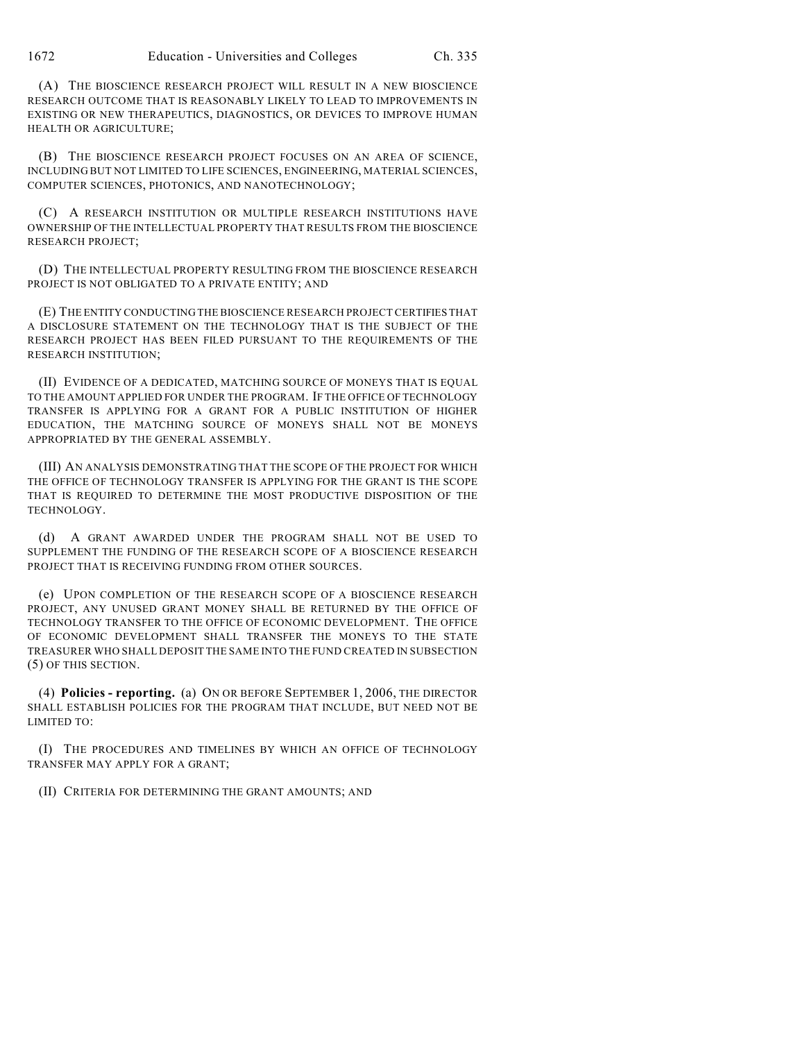(A) THE BIOSCIENCE RESEARCH PROJECT WILL RESULT IN A NEW BIOSCIENCE RESEARCH OUTCOME THAT IS REASONABLY LIKELY TO LEAD TO IMPROVEMENTS IN EXISTING OR NEW THERAPEUTICS, DIAGNOSTICS, OR DEVICES TO IMPROVE HUMAN HEALTH OR AGRICULTURE;

(B) THE BIOSCIENCE RESEARCH PROJECT FOCUSES ON AN AREA OF SCIENCE, INCLUDING BUT NOT LIMITED TO LIFE SCIENCES, ENGINEERING, MATERIAL SCIENCES, COMPUTER SCIENCES, PHOTONICS, AND NANOTECHNOLOGY;

(C) A RESEARCH INSTITUTION OR MULTIPLE RESEARCH INSTITUTIONS HAVE OWNERSHIP OF THE INTELLECTUAL PROPERTY THAT RESULTS FROM THE BIOSCIENCE RESEARCH PROJECT;

(D) THE INTELLECTUAL PROPERTY RESULTING FROM THE BIOSCIENCE RESEARCH PROJECT IS NOT OBLIGATED TO A PRIVATE ENTITY; AND

(E) THE ENTITY CONDUCTING THE BIOSCIENCE RESEARCH PROJECT CERTIFIES THAT A DISCLOSURE STATEMENT ON THE TECHNOLOGY THAT IS THE SUBJECT OF THE RESEARCH PROJECT HAS BEEN FILED PURSUANT TO THE REQUIREMENTS OF THE RESEARCH INSTITUTION;

(II) EVIDENCE OF A DEDICATED, MATCHING SOURCE OF MONEYS THAT IS EQUAL TO THE AMOUNT APPLIED FOR UNDER THE PROGRAM. IF THE OFFICE OF TECHNOLOGY TRANSFER IS APPLYING FOR A GRANT FOR A PUBLIC INSTITUTION OF HIGHER EDUCATION, THE MATCHING SOURCE OF MONEYS SHALL NOT BE MONEYS APPROPRIATED BY THE GENERAL ASSEMBLY.

(III) AN ANALYSIS DEMONSTRATING THAT THE SCOPE OF THE PROJECT FOR WHICH THE OFFICE OF TECHNOLOGY TRANSFER IS APPLYING FOR THE GRANT IS THE SCOPE THAT IS REQUIRED TO DETERMINE THE MOST PRODUCTIVE DISPOSITION OF THE TECHNOLOGY.

(d) A GRANT AWARDED UNDER THE PROGRAM SHALL NOT BE USED TO SUPPLEMENT THE FUNDING OF THE RESEARCH SCOPE OF A BIOSCIENCE RESEARCH PROJECT THAT IS RECEIVING FUNDING FROM OTHER SOURCES.

(e) UPON COMPLETION OF THE RESEARCH SCOPE OF A BIOSCIENCE RESEARCH PROJECT, ANY UNUSED GRANT MONEY SHALL BE RETURNED BY THE OFFICE OF TECHNOLOGY TRANSFER TO THE OFFICE OF ECONOMIC DEVELOPMENT. THE OFFICE OF ECONOMIC DEVELOPMENT SHALL TRANSFER THE MONEYS TO THE STATE TREASURER WHO SHALL DEPOSIT THE SAME INTO THE FUND CREATED IN SUBSECTION (5) OF THIS SECTION.

(4) **Policies - reporting.** (a) ON OR BEFORE SEPTEMBER 1, 2006, THE DIRECTOR SHALL ESTABLISH POLICIES FOR THE PROGRAM THAT INCLUDE, BUT NEED NOT BE LIMITED TO:

(I) THE PROCEDURES AND TIMELINES BY WHICH AN OFFICE OF TECHNOLOGY TRANSFER MAY APPLY FOR A GRANT;

(II) CRITERIA FOR DETERMINING THE GRANT AMOUNTS; AND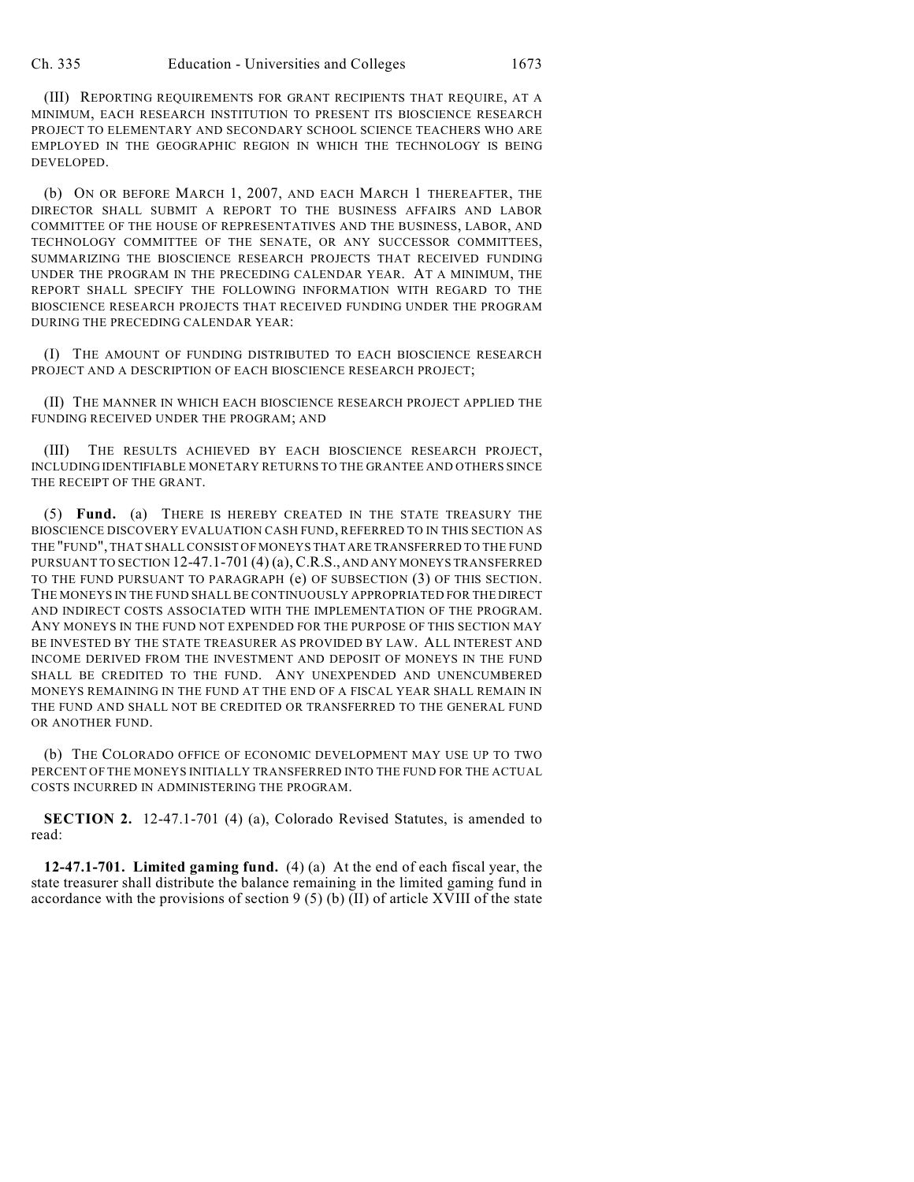(III) REPORTING REQUIREMENTS FOR GRANT RECIPIENTS THAT REQUIRE, AT A MINIMUM, EACH RESEARCH INSTITUTION TO PRESENT ITS BIOSCIENCE RESEARCH PROJECT TO ELEMENTARY AND SECONDARY SCHOOL SCIENCE TEACHERS WHO ARE EMPLOYED IN THE GEOGRAPHIC REGION IN WHICH THE TECHNOLOGY IS BEING DEVELOPED.

(b) ON OR BEFORE MARCH 1, 2007, AND EACH MARCH 1 THEREAFTER, THE DIRECTOR SHALL SUBMIT A REPORT TO THE BUSINESS AFFAIRS AND LABOR COMMITTEE OF THE HOUSE OF REPRESENTATIVES AND THE BUSINESS, LABOR, AND TECHNOLOGY COMMITTEE OF THE SENATE, OR ANY SUCCESSOR COMMITTEES, SUMMARIZING THE BIOSCIENCE RESEARCH PROJECTS THAT RECEIVED FUNDING UNDER THE PROGRAM IN THE PRECEDING CALENDAR YEAR. AT A MINIMUM, THE REPORT SHALL SPECIFY THE FOLLOWING INFORMATION WITH REGARD TO THE BIOSCIENCE RESEARCH PROJECTS THAT RECEIVED FUNDING UNDER THE PROGRAM DURING THE PRECEDING CALENDAR YEAR:

(I) THE AMOUNT OF FUNDING DISTRIBUTED TO EACH BIOSCIENCE RESEARCH PROJECT AND A DESCRIPTION OF EACH BIOSCIENCE RESEARCH PROJECT;

(II) THE MANNER IN WHICH EACH BIOSCIENCE RESEARCH PROJECT APPLIED THE FUNDING RECEIVED UNDER THE PROGRAM; AND

(III) THE RESULTS ACHIEVED BY EACH BIOSCIENCE RESEARCH PROJECT, INCLUDING IDENTIFIABLE MONETARY RETURNS TO THE GRANTEE AND OTHERS SINCE THE RECEIPT OF THE GRANT.

(5) **Fund.** (a) THERE IS HEREBY CREATED IN THE STATE TREASURY THE BIOSCIENCE DISCOVERY EVALUATION CASH FUND, REFERRED TO IN THIS SECTION AS THE "FUND", THAT SHALL CONSIST OF MONEYS THAT ARE TRANSFERRED TO THE FUND PURSUANT TO SECTION 12-47.1-701 (4) (a), C.R.S., AND ANY MONEYS TRANSFERRED TO THE FUND PURSUANT TO PARAGRAPH (e) OF SUBSECTION (3) OF THIS SECTION. THE MONEYS IN THE FUND SHALL BE CONTINUOUSLY APPROPRIATED FOR THE DIRECT AND INDIRECT COSTS ASSOCIATED WITH THE IMPLEMENTATION OF THE PROGRAM. ANY MONEYS IN THE FUND NOT EXPENDED FOR THE PURPOSE OF THIS SECTION MAY BE INVESTED BY THE STATE TREASURER AS PROVIDED BY LAW. ALL INTEREST AND INCOME DERIVED FROM THE INVESTMENT AND DEPOSIT OF MONEYS IN THE FUND SHALL BE CREDITED TO THE FUND. ANY UNEXPENDED AND UNENCUMBERED MONEYS REMAINING IN THE FUND AT THE END OF A FISCAL YEAR SHALL REMAIN IN THE FUND AND SHALL NOT BE CREDITED OR TRANSFERRED TO THE GENERAL FUND OR ANOTHER FUND.

(b) THE COLORADO OFFICE OF ECONOMIC DEVELOPMENT MAY USE UP TO TWO PERCENT OF THE MONEYS INITIALLY TRANSFERRED INTO THE FUND FOR THE ACTUAL COSTS INCURRED IN ADMINISTERING THE PROGRAM.

**SECTION 2.** 12-47.1-701 (4) (a), Colorado Revised Statutes, is amended to read:

**12-47.1-701. Limited gaming fund.** (4) (a) At the end of each fiscal year, the state treasurer shall distribute the balance remaining in the limited gaming fund in accordance with the provisions of section 9 (5) (b) (II) of article XVIII of the state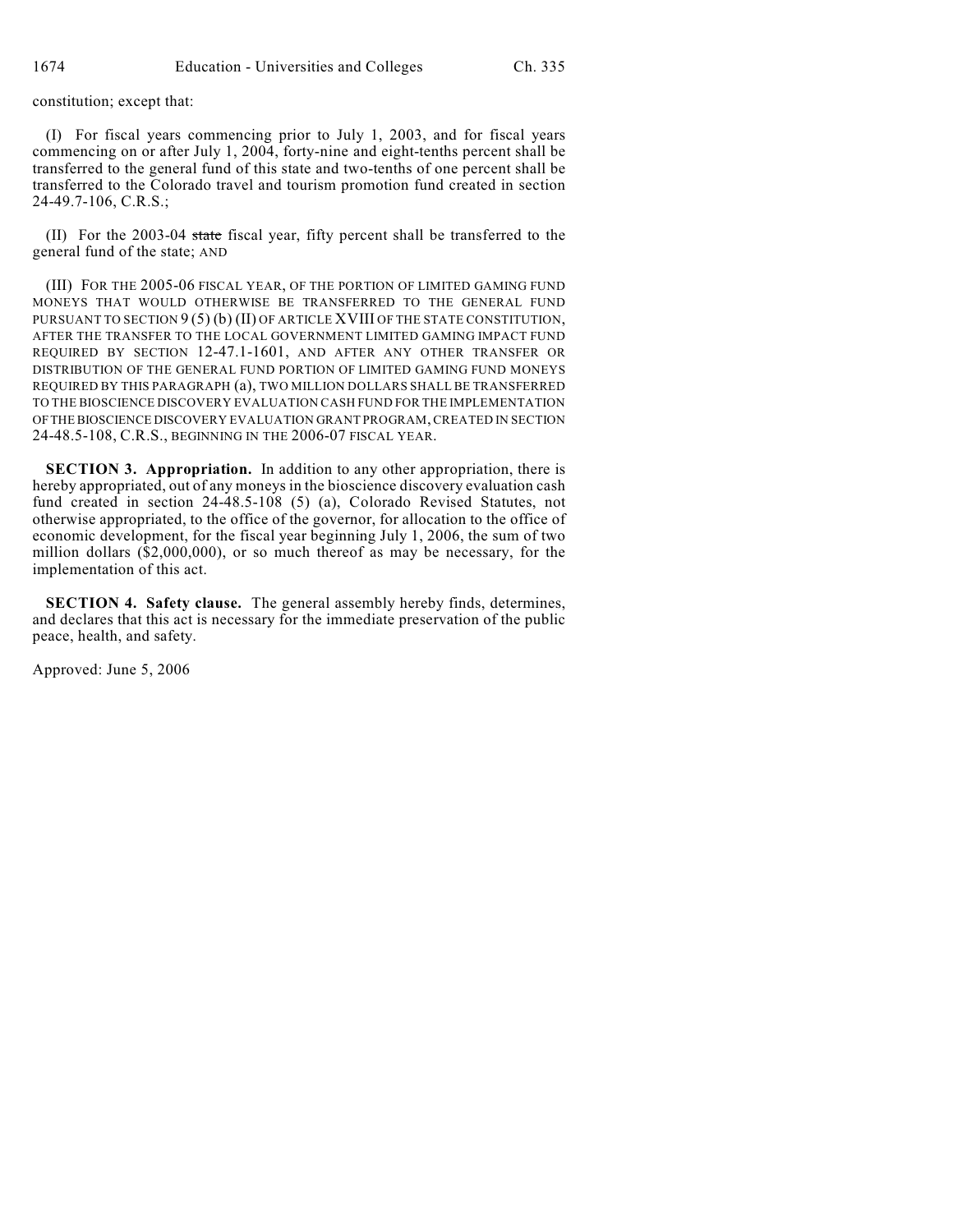constitution; except that:

(I) For fiscal years commencing prior to July 1, 2003, and for fiscal years commencing on or after July 1, 2004, forty-nine and eight-tenths percent shall be transferred to the general fund of this state and two-tenths of one percent shall be transferred to the Colorado travel and tourism promotion fund created in section 24-49.7-106, C.R.S.;

(II) For the 2003-04 ~~state~~ fiscal year, fifty percent shall be transferred to the general fund of the state; AND

(III) FOR THE 2005-06 FISCAL YEAR, OF THE PORTION OF LIMITED GAMING FUND MONEYS THAT WOULD OTHERWISE BE TRANSFERRED TO THE GENERAL FUND PURSUANT TO SECTION 9 (5) (b) (II) OF ARTICLE XVIII OF THE STATE CONSTITUTION, AFTER THE TRANSFER TO THE LOCAL GOVERNMENT LIMITED GAMING IMPACT FUND REQUIRED BY SECTION 12-47.1-1601, AND AFTER ANY OTHER TRANSFER OR DISTRIBUTION OF THE GENERAL FUND PORTION OF LIMITED GAMING FUND MONEYS REQUIRED BY THIS PARAGRAPH (a), TWO MILLION DOLLARS SHALL BE TRANSFERRED TO THE BIOSCIENCE DISCOVERY EVALUATION CASH FUND FOR THE IMPLEMENTATION OF THE BIOSCIENCE DISCOVERY EVALUATION GRANT PROGRAM, CREATED IN SECTION 24-48.5-108, C.R.S., BEGINNING IN THE 2006-07 FISCAL YEAR.

**SECTION 3. Appropriation.** In addition to any other appropriation, there is hereby appropriated, out of any moneys in the bioscience discovery evaluation cash fund created in section 24-48.5-108 (5) (a), Colorado Revised Statutes, not otherwise appropriated, to the office of the governor, for allocation to the office of economic development, for the fiscal year beginning July 1, 2006, the sum of two million dollars ($2,000,000), or so much thereof as may be necessary, for the implementation of this act.

**SECTION 4. Safety clause.** The general assembly hereby finds, determines, and declares that this act is necessary for the immediate preservation of the public peace, health, and safety.

Approved: June 5, 2006